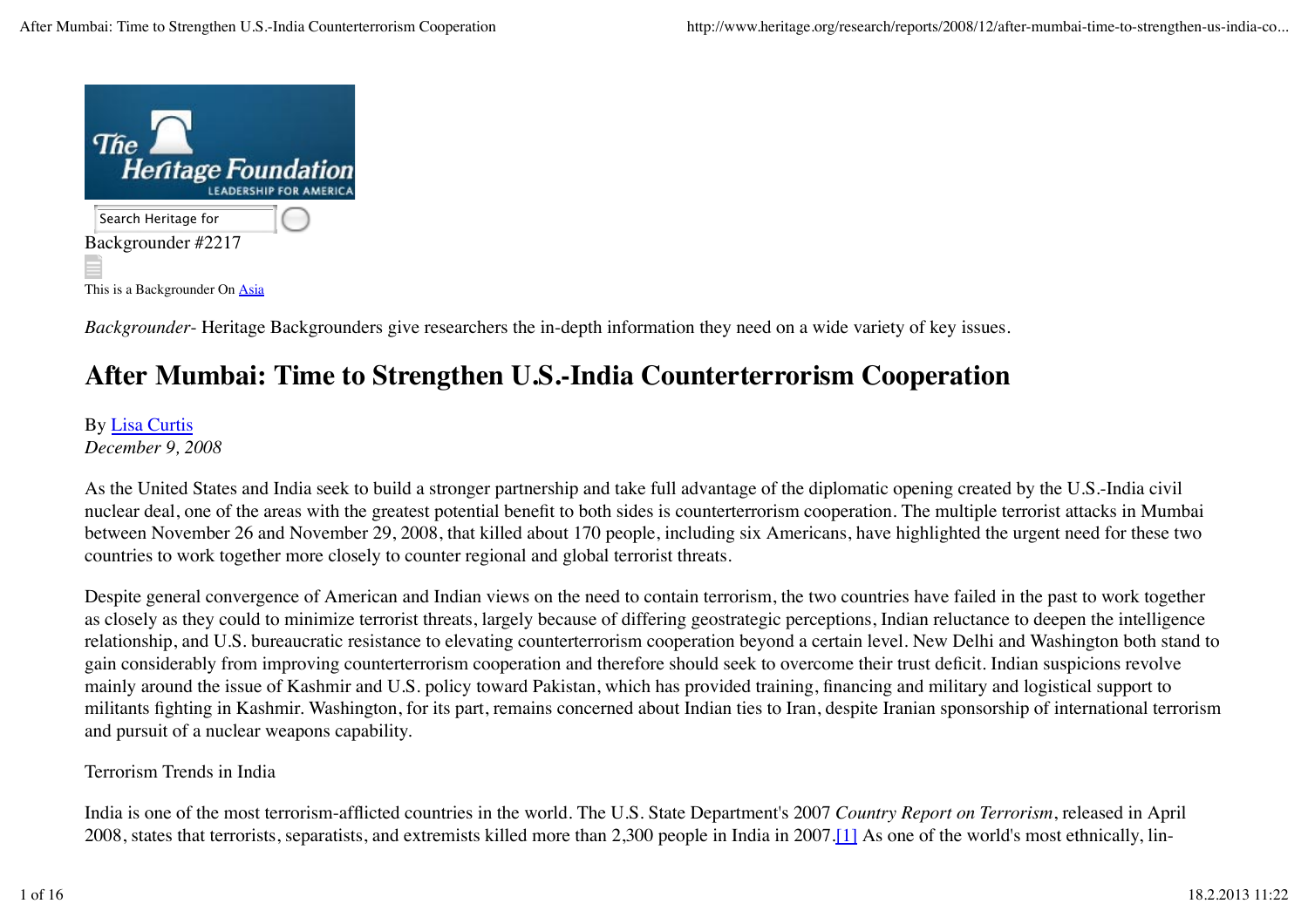Search Heritage for

Backgrounder #2217

This is a Backgrounder On Asia

*Backgrounder*- Heritage Backgrounders give researchers the in-depth information they need on a wide variety of key issues.

# After Mumbai: Time to Strengthen U.S.-India Counterterrorism Cooperation

By Lisa Curtis
*December 9, 2008*

As the United States and India seek to build a stronger partnership and take full advantage of the diplomatic opening created by the U.S.-India civil nuclear deal, one of the areas with the greatest potential benefit to both sides is counterterrorism cooperation. The multiple terrorist attacks in Mumbai between November 26 and November 29, 2008, that killed about 170 people, including six Americans, have highlighted the urgent need for these two countries to work together more closely to counter regional and global terrorist threats.

Despite general convergence of American and Indian views on the need to contain terrorism, the two countries have failed in the past to work together as closely as they could to minimize terrorist threats, largely because of differing geostrategic perceptions, Indian reluctance to deepen the intelligence relationship, and U.S. bureaucratic resistance to elevating counterterrorism cooperation beyond a certain level. New Delhi and Washington both stand to gain considerably from improving counterterrorism cooperation and therefore should seek to overcome their trust deficit. Indian suspicions revolve mainly around the issue of Kashmir and U.S. policy toward Pakistan, which has provided training, financing and military and logistical support to militants fighting in Kashmir. Washington, for its part, remains concerned about Indian ties to Iran, despite Iranian sponsorship of international terrorism and pursuit of a nuclear weapons capability.

## Terrorism Trends in India

India is one of the most terrorism-afflicted countries in the world. The U.S. State Department's 2007 *Country Report on Terrorism*, released in April 2008, states that terrorists, separatists, and extremists killed more than 2,300 people in India in 2007.[1] As one of the world's most ethnically, lin-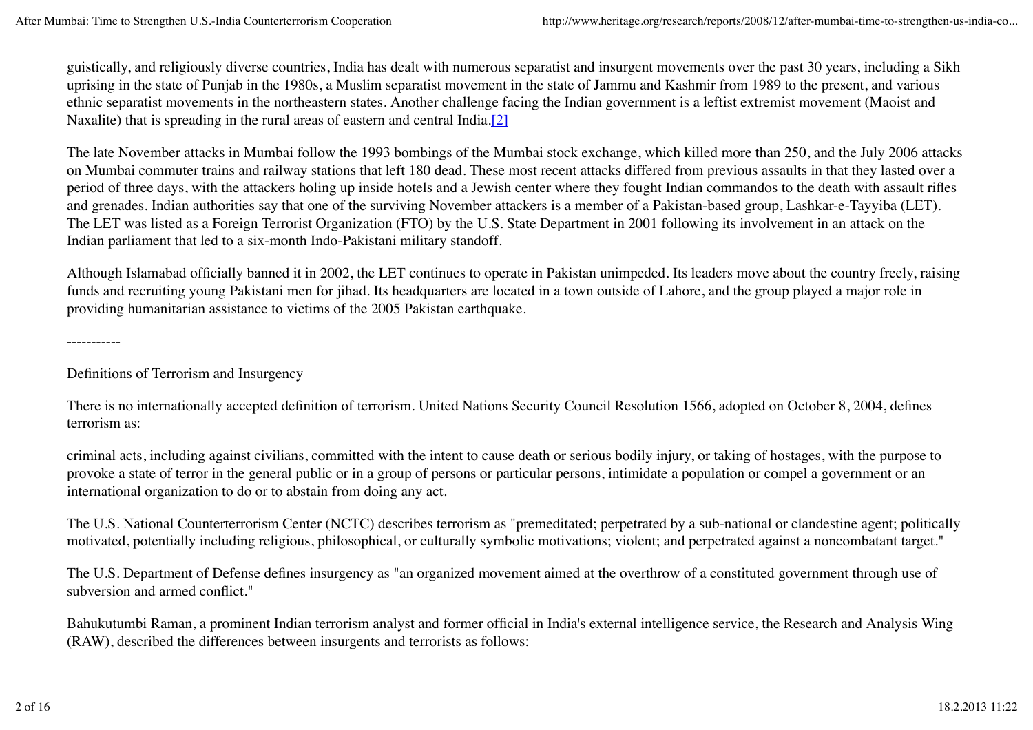guistically, and religiously diverse countries, India has dealt with numerous separatist and insurgent movements over the past 30 years, including a Sikh uprising in the state of Punjab in the 1980s, a Muslim separatist movement in the state of Jammu and Kashmir from 1989 to the present, and various ethnic separatist movements in the northeastern states. Another challenge facing the Indian government is a leftist extremist movement (Maoist and Naxalite) that is spreading in the rural areas of eastern and central India.[2]

The late November attacks in Mumbai follow the 1993 bombings of the Mumbai stock exchange, which killed more than 250, and the July 2006 attacks on Mumbai commuter trains and railway stations that left 180 dead. These most recent attacks differed from previous assaults in that they lasted over a period of three days, with the attackers holing up inside hotels and a Jewish center where they fought Indian commandos to the death with assault rifles and grenades. Indian authorities say that one of the surviving November attackers is a member of a Pakistan-based group, Lashkar-e-Tayyiba (LET). The LET was listed as a Foreign Terrorist Organization (FTO) by the U.S. State Department in 2001 following its involvement in an attack on the Indian parliament that led to a six-month Indo-Pakistani military standoff.

Although Islamabad officially banned it in 2002, the LET continues to operate in Pakistan unimpeded. Its leaders move about the country freely, raising funds and recruiting young Pakistani men for jihad. Its headquarters are located in a town outside of Lahore, and the group played a major role in providing humanitarian assistance to victims of the 2005 Pakistan earthquake.

-----------

Definitions of Terrorism and Insurgency

There is no internationally accepted definition of terrorism. United Nations Security Council Resolution 1566, adopted on October 8, 2004, defines terrorism as:

criminal acts, including against civilians, committed with the intent to cause death or serious bodily injury, or taking of hostages, with the purpose to provoke a state of terror in the general public or in a group of persons or particular persons, intimidate a population or compel a government or an international organization to do or to abstain from doing any act.

The U.S. National Counterterrorism Center (NCTC) describes terrorism as "premeditated; perpetrated by a sub-national or clandestine agent; politically motivated, potentially including religious, philosophical, or culturally symbolic motivations; violent; and perpetrated against a noncombatant target."

The U.S. Department of Defense defines insurgency as "an organized movement aimed at the overthrow of a constituted government through use of subversion and armed conflict."

Bahukutumbi Raman, a prominent Indian terrorism analyst and former official in India's external intelligence service, the Research and Analysis Wing (RAW), described the differences between insurgents and terrorists as follows: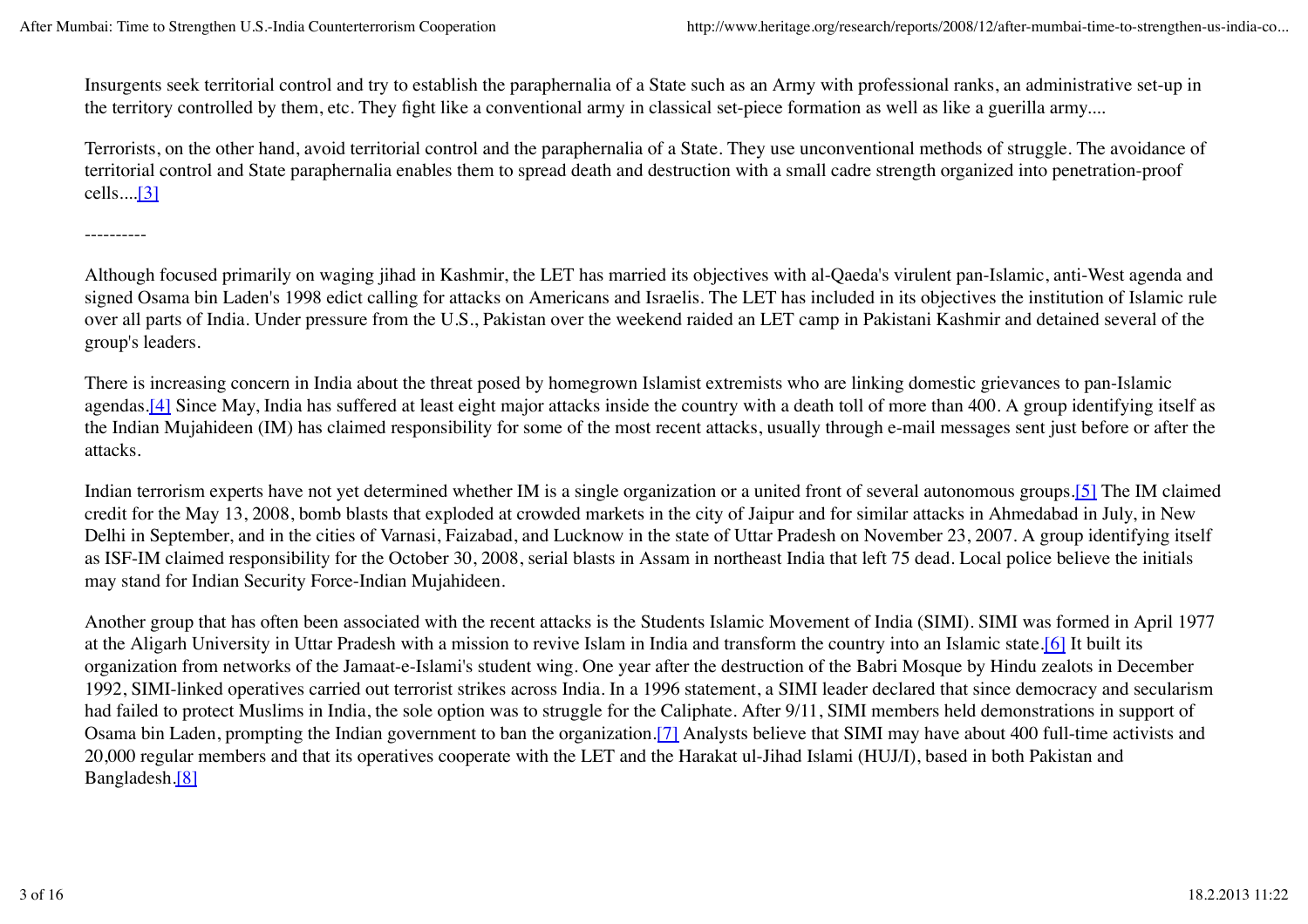Insurgents seek territorial control and try to establish the paraphernalia of a State such as an Army with professional ranks, an administrative set-up in the territory controlled by them, etc. They fight like a conventional army in classical set-piece formation as well as like a guerilla army....

Terrorists, on the other hand, avoid territorial control and the paraphernalia of a State. They use unconventional methods of struggle. The avoidance of territorial control and State paraphernalia enables them to spread death and destruction with a small cadre strength organized into penetration-proof cells....[3]

----------

Although focused primarily on waging jihad in Kashmir, the LET has married its objectives with al-Qaeda's virulent pan-Islamic, anti-West agenda and signed Osama bin Laden's 1998 edict calling for attacks on Americans and Israelis. The LET has included in its objectives the institution of Islamic rule over all parts of India. Under pressure from the U.S., Pakistan over the weekend raided an LET camp in Pakistani Kashmir and detained several of the group's leaders.

There is increasing concern in India about the threat posed by homegrown Islamist extremists who are linking domestic grievances to pan-Islamic agendas.[4] Since May, India has suffered at least eight major attacks inside the country with a death toll of more than 400. A group identifying itself as the Indian Mujahideen (IM) has claimed responsibility for some of the most recent attacks, usually through e-mail messages sent just before or after the attacks.

Indian terrorism experts have not yet determined whether IM is a single organization or a united front of several autonomous groups.[5] The IM claimed credit for the May 13, 2008, bomb blasts that exploded at crowded markets in the city of Jaipur and for similar attacks in Ahmedabad in July, in New Delhi in September, and in the cities of Varnasi, Faizabad, and Lucknow in the state of Uttar Pradesh on November 23, 2007. A group identifying itself as ISF-IM claimed responsibility for the October 30, 2008, serial blasts in Assam in northeast India that left 75 dead. Local police believe the initials may stand for Indian Security Force-Indian Mujahideen.

Another group that has often been associated with the recent attacks is the Students Islamic Movement of India (SIMI). SIMI was formed in April 1977 at the Aligarh University in Uttar Pradesh with a mission to revive Islam in India and transform the country into an Islamic state.[6] It built its organization from networks of the Jamaat-e-Islami's student wing. One year after the destruction of the Babri Mosque by Hindu zealots in December 1992, SIMI-linked operatives carried out terrorist strikes across India. In a 1996 statement, a SIMI leader declared that since democracy and secularism had failed to protect Muslims in India, the sole option was to struggle for the Caliphate. After 9/11, SIMI members held demonstrations in support of Osama bin Laden, prompting the Indian government to ban the organization.[7] Analysts believe that SIMI may have about 400 full-time activists and 20,000 regular members and that its operatives cooperate with the LET and the Harakat ul-Jihad Islami (HUJ/I), based in both Pakistan and Bangladesh.[8]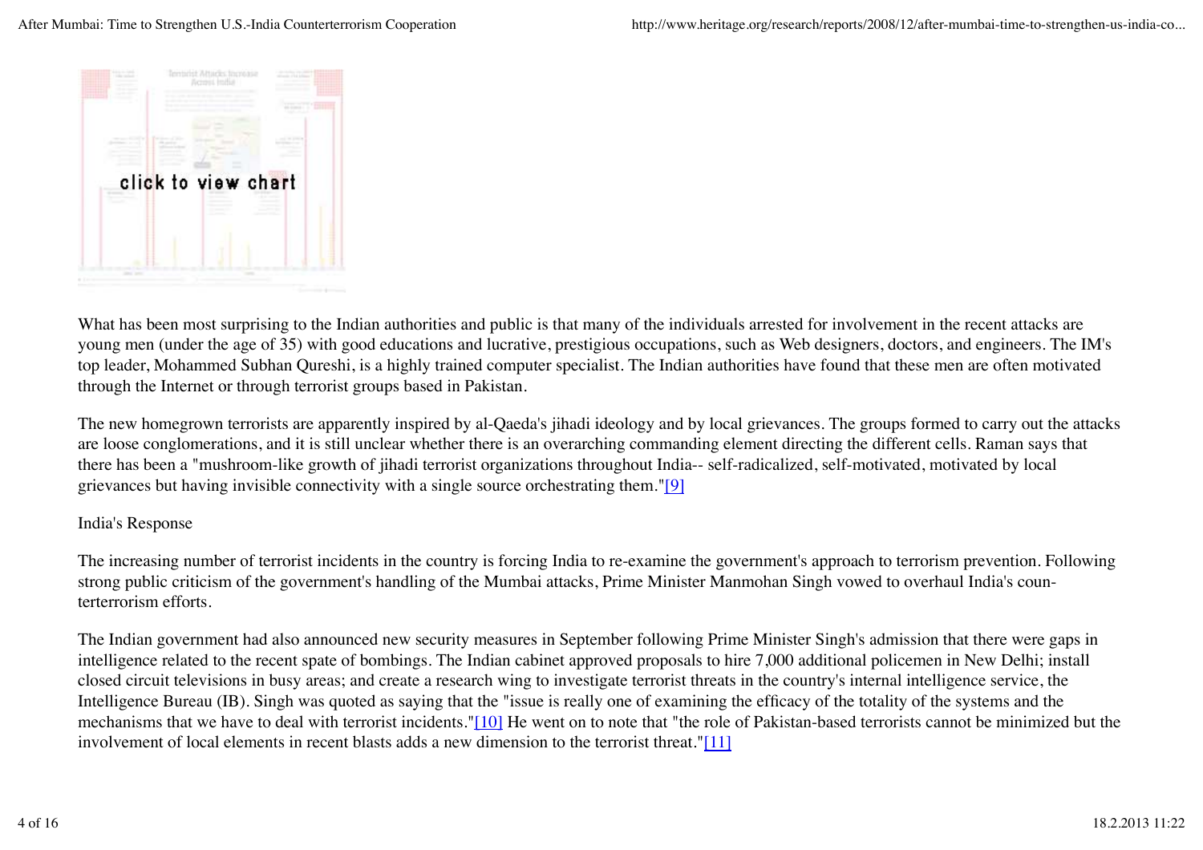click to view chart

What has been most surprising to the Indian authorities and public is that many of the individuals arrested for involvement in the recent attacks are young men (under the age of 35) with good educations and lucrative, prestigious occupations, such as Web designers, doctors, and engineers. The IM's top leader, Mohammed Subhan Qureshi, is a highly trained computer specialist. The Indian authorities have found that these men are often motivated through the Internet or through terrorist groups based in Pakistan.

The new homegrown terrorists are apparently inspired by al-Qaeda's jihadi ideology and by local grievances. The groups formed to carry out the attacks are loose conglomerations, and it is still unclear whether there is an overarching commanding element directing the different cells. Raman says that there has been a "mushroom-like growth of jihadi terrorist organizations throughout India-- self-radicalized, self-motivated, motivated by local grievances but having invisible connectivity with a single source orchestrating them."[9]

## India's Response

The increasing number of terrorist incidents in the country is forcing India to re-examine the government's approach to terrorism prevention. Following strong public criticism of the government's handling of the Mumbai attacks, Prime Minister Manmohan Singh vowed to overhaul India's counterterrorism efforts.

The Indian government had also announced new security measures in September following Prime Minister Singh's admission that there were gaps in intelligence related to the recent spate of bombings. The Indian cabinet approved proposals to hire 7,000 additional policemen in New Delhi; install closed circuit televisions in busy areas; and create a research wing to investigate terrorist threats in the country's internal intelligence service, the Intelligence Bureau (IB). Singh was quoted as saying that the "issue is really one of examining the efficacy of the totality of the systems and the mechanisms that we have to deal with terrorist incidents."[10] He went on to note that "the role of Pakistan-based terrorists cannot be minimized but the involvement of local elements in recent blasts adds a new dimension to the terrorist threat."[11]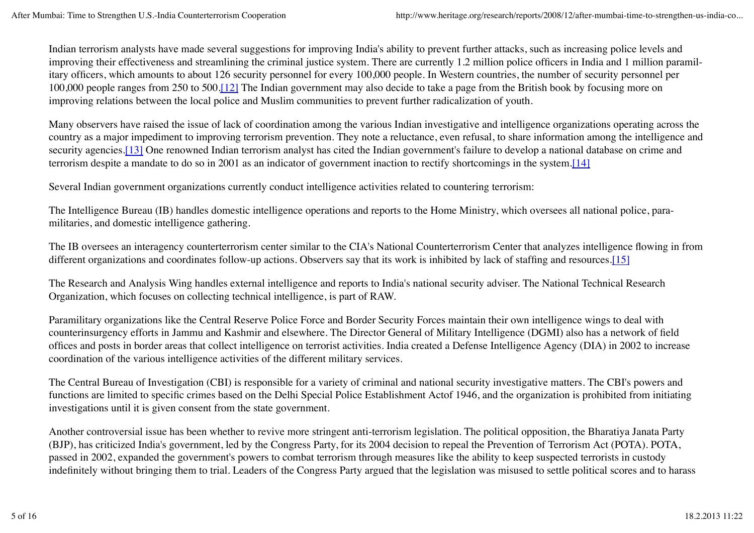Indian terrorism analysts have made several suggestions for improving India's ability to prevent further attacks, such as increasing police levels and improving their effectiveness and streamlining the criminal justice system. There are currently 1.2 million police officers in India and 1 million paramilitary officers, which amounts to about 126 security personnel for every 100,000 people. In Western countries, the number of security personnel per 100,000 people ranges from 250 to 500.[12] The Indian government may also decide to take a page from the British book by focusing more on improving relations between the local police and Muslim communities to prevent further radicalization of youth.

Many observers have raised the issue of lack of coordination among the various Indian investigative and intelligence organizations operating across the country as a major impediment to improving terrorism prevention. They note a reluctance, even refusal, to share information among the intelligence and security agencies.[13] One renowned Indian terrorism analyst has cited the Indian government's failure to develop a national database on crime and terrorism despite a mandate to do so in 2001 as an indicator of government inaction to rectify shortcomings in the system.[14]

Several Indian government organizations currently conduct intelligence activities related to countering terrorism:

The Intelligence Bureau (IB) handles domestic intelligence operations and reports to the Home Ministry, which oversees all national police, paramilitaries, and domestic intelligence gathering.

The IB oversees an interagency counterterrorism center similar to the CIA's National Counterterrorism Center that analyzes intelligence flowing in from different organizations and coordinates follow-up actions. Observers say that its work is inhibited by lack of staffing and resources.[15]

The Research and Analysis Wing handles external intelligence and reports to India's national security adviser. The National Technical Research Organization, which focuses on collecting technical intelligence, is part of RAW.

Paramilitary organizations like the Central Reserve Police Force and Border Security Forces maintain their own intelligence wings to deal with counterinsurgency efforts in Jammu and Kashmir and elsewhere. The Director General of Military Intelligence (DGMI) also has a network of field offices and posts in border areas that collect intelligence on terrorist activities. India created a Defense Intelligence Agency (DIA) in 2002 to increase coordination of the various intelligence activities of the different military services.

The Central Bureau of Investigation (CBI) is responsible for a variety of criminal and national security investigative matters. The CBI's powers and functions are limited to specific crimes based on the Delhi Special Police Establishment Actof 1946, and the organization is prohibited from initiating investigations until it is given consent from the state government.

Another controversial issue has been whether to revive more stringent anti-terrorism legislation. The political opposition, the Bharatiya Janata Party (BJP), has criticized India's government, led by the Congress Party, for its 2004 decision to repeal the Prevention of Terrorism Act (POTA). POTA, passed in 2002, expanded the government's powers to combat terrorism through measures like the ability to keep suspected terrorists in custody indefinitely without bringing them to trial. Leaders of the Congress Party argued that the legislation was misused to settle political scores and to harass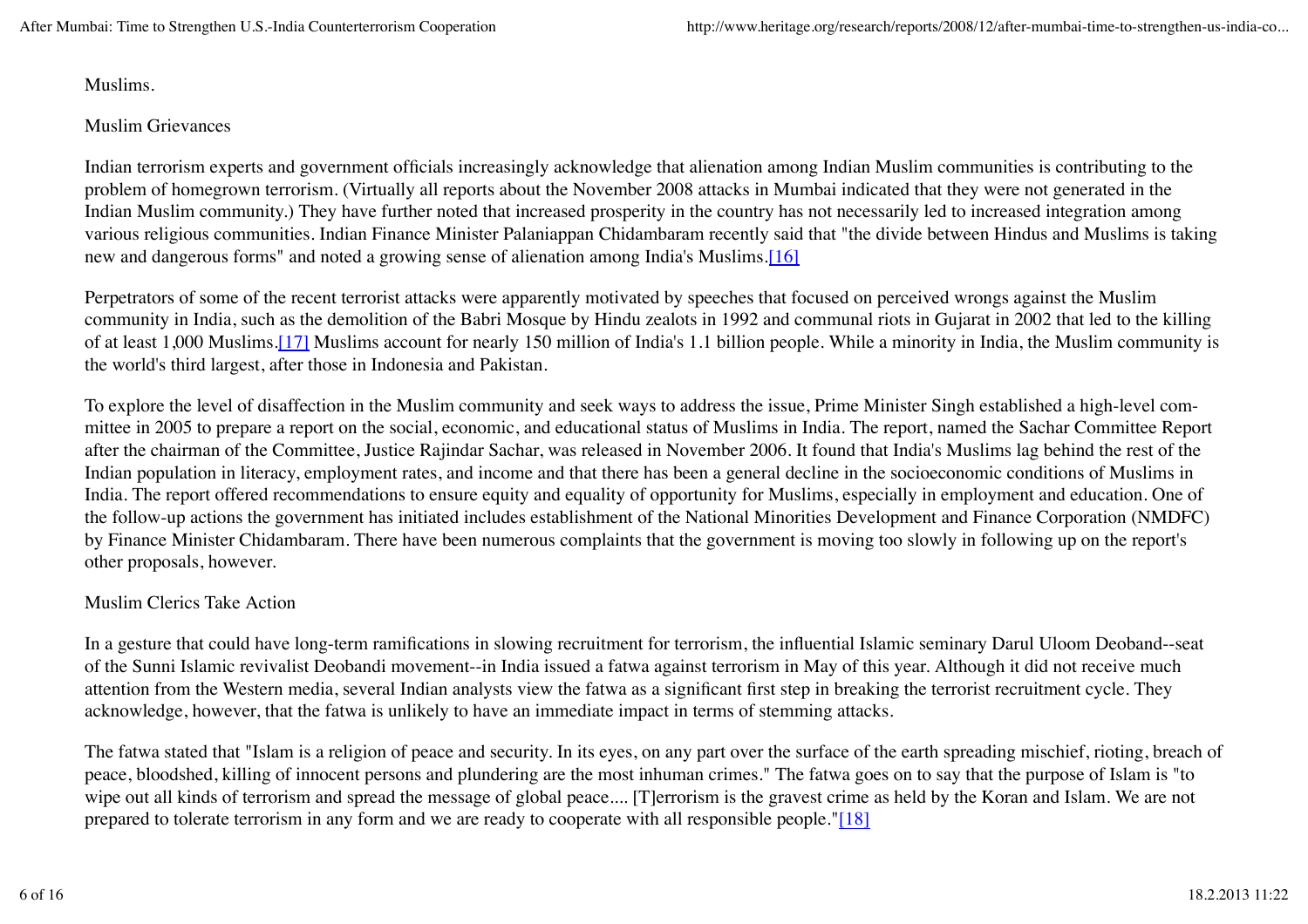Muslims.

## Muslim Grievances

Indian terrorism experts and government officials increasingly acknowledge that alienation among Indian Muslim communities is contributing to the problem of homegrown terrorism. (Virtually all reports about the November 2008 attacks in Mumbai indicated that they were not generated in the Indian Muslim community.) They have further noted that increased prosperity in the country has not necessarily led to increased integration among various religious communities. Indian Finance Minister Palaniappan Chidambaram recently said that "the divide between Hindus and Muslims is taking new and dangerous forms" and noted a growing sense of alienation among India's Muslims.[16]

Perpetrators of some of the recent terrorist attacks were apparently motivated by speeches that focused on perceived wrongs against the Muslim community in India, such as the demolition of the Babri Mosque by Hindu zealots in 1992 and communal riots in Gujarat in 2002 that led to the killing of at least 1,000 Muslims.[17] Muslims account for nearly 150 million of India's 1.1 billion people. While a minority in India, the Muslim community is the world's third largest, after those in Indonesia and Pakistan.

To explore the level of disaffection in the Muslim community and seek ways to address the issue, Prime Minister Singh established a high-level committee in 2005 to prepare a report on the social, economic, and educational status of Muslims in India. The report, named the Sachar Committee Report after the chairman of the Committee, Justice Rajindar Sachar, was released in November 2006. It found that India's Muslims lag behind the rest of the Indian population in literacy, employment rates, and income and that there has been a general decline in the socioeconomic conditions of Muslims in India. The report offered recommendations to ensure equity and equality of opportunity for Muslims, especially in employment and education. One of the follow-up actions the government has initiated includes establishment of the National Minorities Development and Finance Corporation (NMDFC) by Finance Minister Chidambaram. There have been numerous complaints that the government is moving too slowly in following up on the report's other proposals, however.

## Muslim Clerics Take Action

In a gesture that could have long-term ramifications in slowing recruitment for terrorism, the influential Islamic seminary Darul Uloom Deoband--seat of the Sunni Islamic revivalist Deobandi movement--in India issued a fatwa against terrorism in May of this year. Although it did not receive much attention from the Western media, several Indian analysts view the fatwa as a significant first step in breaking the terrorist recruitment cycle. They acknowledge, however, that the fatwa is unlikely to have an immediate impact in terms of stemming attacks.

The fatwa stated that "Islam is a religion of peace and security. In its eyes, on any part over the surface of the earth spreading mischief, rioting, breach of peace, bloodshed, killing of innocent persons and plundering are the most inhuman crimes." The fatwa goes on to say that the purpose of Islam is "to wipe out all kinds of terrorism and spread the message of global peace.... [T]errorism is the gravest crime as held by the Koran and Islam. We are not prepared to tolerate terrorism in any form and we are ready to cooperate with all responsible people."[18]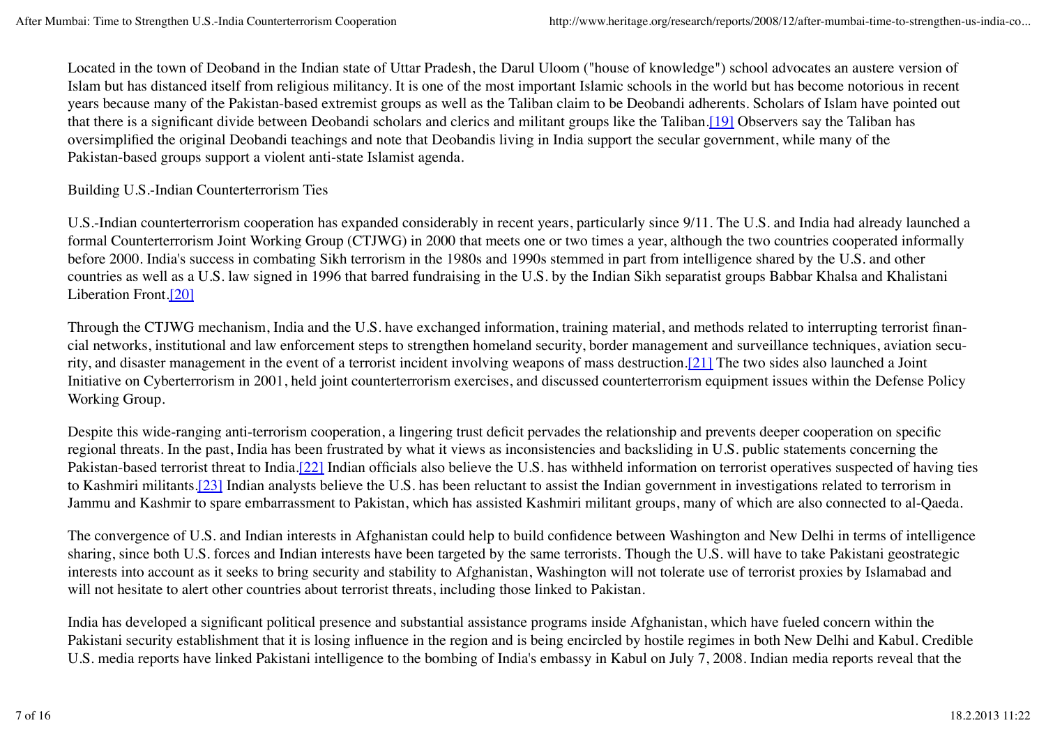Located in the town of Deoband in the Indian state of Uttar Pradesh, the Darul Uloom ("house of knowledge") school advocates an austere version of Islam but has distanced itself from religious militancy. It is one of the most important Islamic schools in the world but has become notorious in recent years because many of the Pakistan-based extremist groups as well as the Taliban claim to be Deobandi adherents. Scholars of Islam have pointed out that there is a significant divide between Deobandi scholars and clerics and militant groups like the Taliban.[19] Observers say the Taliban has oversimplified the original Deobandi teachings and note that Deobandis living in India support the secular government, while many of the Pakistan-based groups support a violent anti-state Islamist agenda.

## Building U.S.-Indian Counterterrorism Ties

U.S.-Indian counterterrorism cooperation has expanded considerably in recent years, particularly since 9/11. The U.S. and India had already launched a formal Counterterrorism Joint Working Group (CTJWG) in 2000 that meets one or two times a year, although the two countries cooperated informally before 2000. India's success in combating Sikh terrorism in the 1980s and 1990s stemmed in part from intelligence shared by the U.S. and other countries as well as a U.S. law signed in 1996 that barred fundraising in the U.S. by the Indian Sikh separatist groups Babbar Khalsa and Khalistani Liberation Front.[20]

Through the CTJWG mechanism, India and the U.S. have exchanged information, training material, and methods related to interrupting terrorist financial networks, institutional and law enforcement steps to strengthen homeland security, border management and surveillance techniques, aviation security, and disaster management in the event of a terrorist incident involving weapons of mass destruction.[21] The two sides also launched a Joint Initiative on Cyberterrorism in 2001, held joint counterterrorism exercises, and discussed counterterrorism equipment issues within the Defense Policy Working Group.

Despite this wide-ranging anti-terrorism cooperation, a lingering trust deficit pervades the relationship and prevents deeper cooperation on specific regional threats. In the past, India has been frustrated by what it views as inconsistencies and backsliding in U.S. public statements concerning the Pakistan-based terrorist threat to India.[22] Indian officials also believe the U.S. has withheld information on terrorist operatives suspected of having ties to Kashmiri militants.[23] Indian analysts believe the U.S. has been reluctant to assist the Indian government in investigations related to terrorism in Jammu and Kashmir to spare embarrassment to Pakistan, which has assisted Kashmiri militant groups, many of which are also connected to al-Qaeda.

The convergence of U.S. and Indian interests in Afghanistan could help to build confidence between Washington and New Delhi in terms of intelligence sharing, since both U.S. forces and Indian interests have been targeted by the same terrorists. Though the U.S. will have to take Pakistani geostrategic interests into account as it seeks to bring security and stability to Afghanistan, Washington will not tolerate use of terrorist proxies by Islamabad and will not hesitate to alert other countries about terrorist threats, including those linked to Pakistan.

India has developed a significant political presence and substantial assistance programs inside Afghanistan, which have fueled concern within the Pakistani security establishment that it is losing influence in the region and is being encircled by hostile regimes in both New Delhi and Kabul. Credible U.S. media reports have linked Pakistani intelligence to the bombing of India's embassy in Kabul on July 7, 2008. Indian media reports reveal that the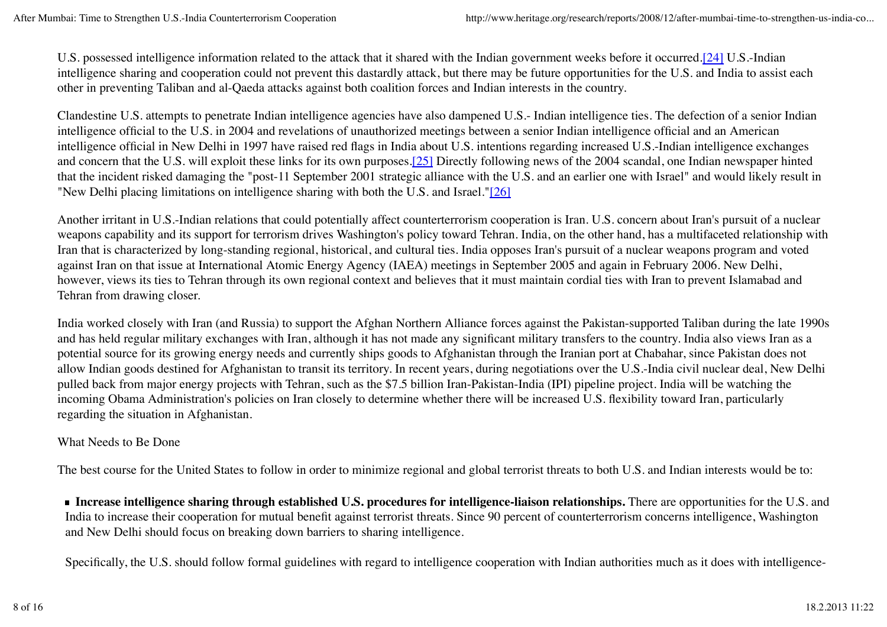U.S. possessed intelligence information related to the attack that it shared with the Indian government weeks before it occurred.[24] U.S.-Indian intelligence sharing and cooperation could not prevent this dastardly attack, but there may be future opportunities for the U.S. and India to assist each other in preventing Taliban and al-Qaeda attacks against both coalition forces and Indian interests in the country.

Clandestine U.S. attempts to penetrate Indian intelligence agencies have also dampened U.S.- Indian intelligence ties. The defection of a senior Indian intelligence official to the U.S. in 2004 and revelations of unauthorized meetings between a senior Indian intelligence official and an American intelligence official in New Delhi in 1997 have raised red flags in India about U.S. intentions regarding increased U.S.-Indian intelligence exchanges and concern that the U.S. will exploit these links for its own purposes.[25] Directly following news of the 2004 scandal, one Indian newspaper hinted that the incident risked damaging the "post-11 September 2001 strategic alliance with the U.S. and an earlier one with Israel" and would likely result in "New Delhi placing limitations on intelligence sharing with both the U.S. and Israel."[26]

Another irritant in U.S.-Indian relations that could potentially affect counterterrorism cooperation is Iran. U.S. concern about Iran's pursuit of a nuclear weapons capability and its support for terrorism drives Washington's policy toward Tehran. India, on the other hand, has a multifaceted relationship with Iran that is characterized by long-standing regional, historical, and cultural ties. India opposes Iran's pursuit of a nuclear weapons program and voted against Iran on that issue at International Atomic Energy Agency (IAEA) meetings in September 2005 and again in February 2006. New Delhi, however, views its ties to Tehran through its own regional context and believes that it must maintain cordial ties with Iran to prevent Islamabad and Tehran from drawing closer.

India worked closely with Iran (and Russia) to support the Afghan Northern Alliance forces against the Pakistan-supported Taliban during the late 1990s and has held regular military exchanges with Iran, although it has not made any significant military transfers to the country. India also views Iran as a potential source for its growing energy needs and currently ships goods to Afghanistan through the Iranian port at Chabahar, since Pakistan does not allow Indian goods destined for Afghanistan to transit its territory. In recent years, during negotiations over the U.S.-India civil nuclear deal, New Delhi pulled back from major energy projects with Tehran, such as the $7.5 billion Iran-Pakistan-India (IPI) pipeline project. India will be watching the incoming Obama Administration's policies on Iran closely to determine whether there will be increased U.S. flexibility toward Iran, particularly regarding the situation in Afghanistan.

## What Needs to Be Done

The best course for the United States to follow in order to minimize regional and global terrorist threats to both U.S. and Indian interests would be to:

- **Increase intelligence sharing through established U.S. procedures for intelligence-liaison relationships.** There are opportunities for the U.S. and India to increase their cooperation for mutual benefit against terrorist threats. Since 90 percent of counterterrorism concerns intelligence, Washington and New Delhi should focus on breaking down barriers to sharing intelligence.

  Specifically, the U.S. should follow formal guidelines with regard to intelligence cooperation with Indian authorities much as it does with intelligence-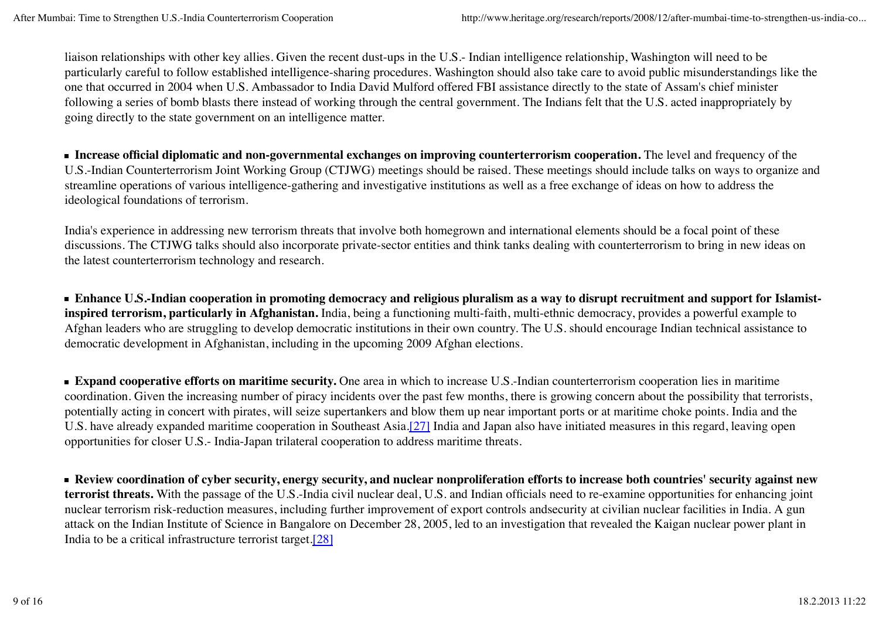liaison relationships with other key allies. Given the recent dust-ups in the U.S.- Indian intelligence relationship, Washington will need to be particularly careful to follow established intelligence-sharing procedures. Washington should also take care to avoid public misunderstandings like the one that occurred in 2004 when U.S. Ambassador to India David Mulford offered FBI assistance directly to the state of Assam's chief minister following a series of bomb blasts there instead of working through the central government. The Indians felt that the U.S. acted inappropriately by going directly to the state government on an intelligence matter.

- **Increase official diplomatic and non-governmental exchanges on improving counterterrorism cooperation.** The level and frequency of the U.S.-Indian Counterterrorism Joint Working Group (CTJWG) meetings should be raised. These meetings should include talks on ways to organize and streamline operations of various intelligence-gathering and investigative institutions as well as a free exchange of ideas on how to address the ideological foundations of terrorism.

India's experience in addressing new terrorism threats that involve both homegrown and international elements should be a focal point of these discussions. The CTJWG talks should also incorporate private-sector entities and think tanks dealing with counterterrorism to bring in new ideas on the latest counterterrorism technology and research.

- **Enhance U.S.-Indian cooperation in promoting democracy and religious pluralism as a way to disrupt recruitment and support for Islamist-inspired terrorism, particularly in Afghanistan.** India, being a functioning multi-faith, multi-ethnic democracy, provides a powerful example to Afghan leaders who are struggling to develop democratic institutions in their own country. The U.S. should encourage Indian technical assistance to democratic development in Afghanistan, including in the upcoming 2009 Afghan elections.

- **Expand cooperative efforts on maritime security.** One area in which to increase U.S.-Indian counterterrorism cooperation lies in maritime coordination. Given the increasing number of piracy incidents over the past few months, there is growing concern about the possibility that terrorists, potentially acting in concert with pirates, will seize supertankers and blow them up near important ports or at maritime choke points. India and the U.S. have already expanded maritime cooperation in Southeast Asia.[27] India and Japan also have initiated measures in this regard, leaving open opportunities for closer U.S.- India-Japan trilateral cooperation to address maritime threats.

- **Review coordination of cyber security, energy security, and nuclear nonproliferation efforts to increase both countries' security against new terrorist threats.** With the passage of the U.S.-India civil nuclear deal, U.S. and Indian officials need to re-examine opportunities for enhancing joint nuclear terrorism risk-reduction measures, including further improvement of export controls andsecurity at civilian nuclear facilities in India. A gun attack on the Indian Institute of Science in Bangalore on December 28, 2005, led to an investigation that revealed the Kaigan nuclear power plant in India to be a critical infrastructure terrorist target.[28]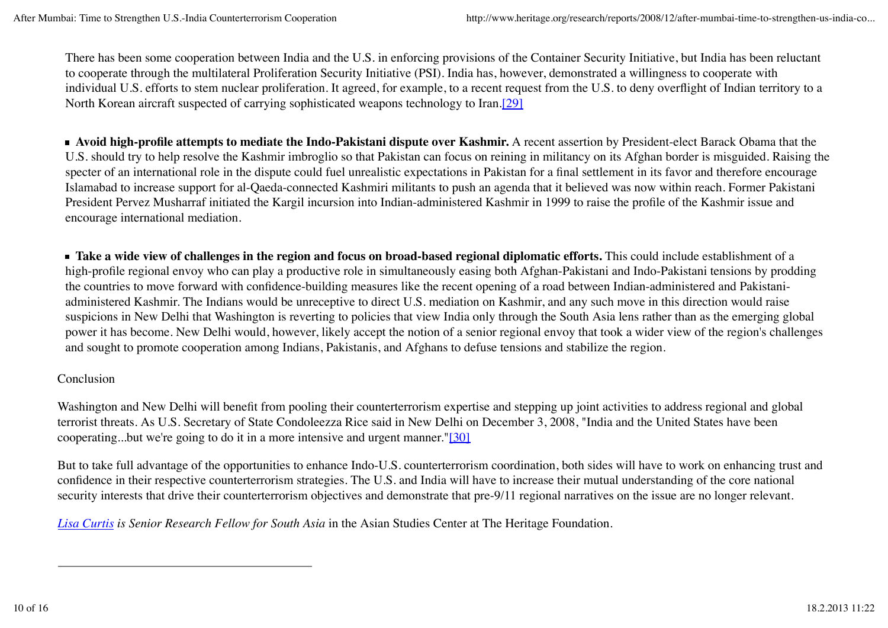There has been some cooperation between India and the U.S. in enforcing provisions of the Container Security Initiative, but India has been reluctant to cooperate through the multilateral Proliferation Security Initiative (PSI). India has, however, demonstrated a willingness to cooperate with individual U.S. efforts to stem nuclear proliferation. It agreed, for example, to a recent request from the U.S. to deny overflight of Indian territory to a North Korean aircraft suspected of carrying sophisticated weapons technology to Iran.[29]

- **Avoid high-profile attempts to mediate the Indo-Pakistani dispute over Kashmir.** A recent assertion by President-elect Barack Obama that the U.S. should try to help resolve the Kashmir imbroglio so that Pakistan can focus on reining in militancy on its Afghan border is misguided. Raising the specter of an international role in the dispute could fuel unrealistic expectations in Pakistan for a final settlement in its favor and therefore encourage Islamabad to increase support for al-Qaeda-connected Kashmiri militants to push an agenda that it believed was now within reach. Former Pakistani President Pervez Musharraf initiated the Kargil incursion into Indian-administered Kashmir in 1999 to raise the profile of the Kashmir issue and encourage international mediation.

- **Take a wide view of challenges in the region and focus on broad-based regional diplomatic efforts.** This could include establishment of a high-profile regional envoy who can play a productive role in simultaneously easing both Afghan-Pakistani and Indo-Pakistani tensions by prodding the countries to move forward with confidence-building measures like the recent opening of a road between Indian-administered and Pakistani-administered Kashmir. The Indians would be unreceptive to direct U.S. mediation on Kashmir, and any such move in this direction would raise suspicions in New Delhi that Washington is reverting to policies that view India only through the South Asia lens rather than as the emerging global power it has become. New Delhi would, however, likely accept the notion of a senior regional envoy that took a wider view of the region's challenges and sought to promote cooperation among Indians, Pakistanis, and Afghans to defuse tensions and stabilize the region.

## Conclusion

Washington and New Delhi will benefit from pooling their counterterrorism expertise and stepping up joint activities to address regional and global terrorist threats. As U.S. Secretary of State Condoleezza Rice said in New Delhi on December 3, 2008, "India and the United States have been cooperating...but we're going to do it in a more intensive and urgent manner."[30]

But to take full advantage of the opportunities to enhance Indo-U.S. counterterrorism coordination, both sides will have to work on enhancing trust and confidence in their respective counterterrorism strategies. The U.S. and India will have to increase their mutual understanding of the core national security interests that drive their counterterrorism objectives and demonstrate that pre-9/11 regional narratives on the issue are no longer relevant.

*Lisa Curtis is Senior Research Fellow for South Asia* in the Asian Studies Center at The Heritage Foundation.

---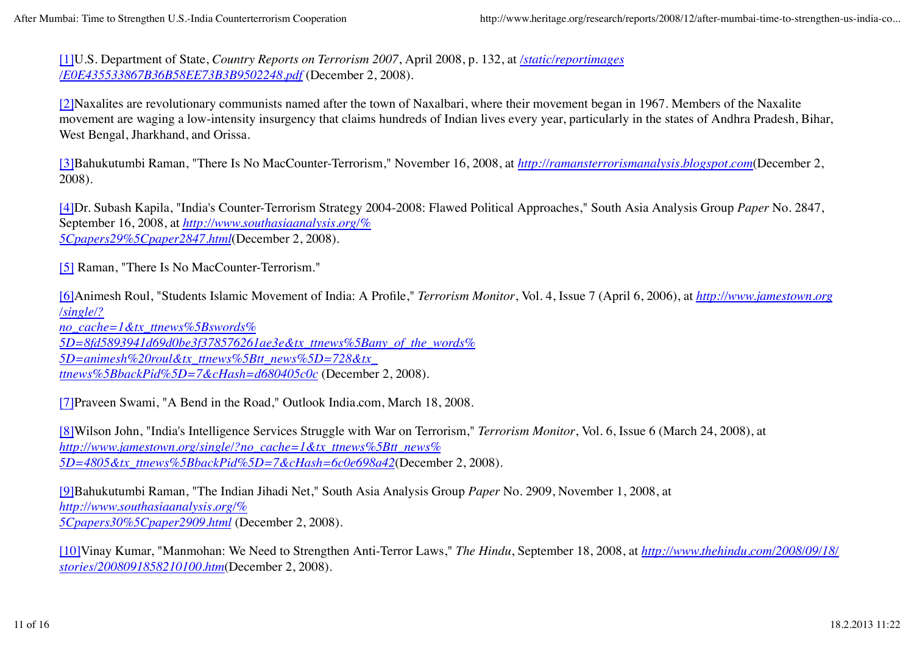[1]U.S. Department of State, *Country Reports on Terrorism 2007*, April 2008, p. 132, at */static/reportimages/E0E435533867B36B58EE73B3B9502248.pdf* (December 2, 2008).

[2]Naxalites are revolutionary communists named after the town of Naxalbari, where their movement began in 1967. Members of the Naxalite movement are waging a low-intensity insurgency that claims hundreds of Indian lives every year, particularly in the states of Andhra Pradesh, Bihar, West Bengal, Jharkhand, and Orissa.

[3]Bahukutumbi Raman, "There Is No MacCounter-Terrorism," November 16, 2008, at *http://ramansterrorismanalysis.blogspot.com*(December 2, 2008).

[4]Dr. Subash Kapila, "India's Counter-Terrorism Strategy 2004-2008: Flawed Political Approaches," South Asia Analysis Group *Paper* No. 2847, September 16, 2008, at *http://www.southasiaanalysis.org/%5Cpapers29%5Cpaper2847.html*(December 2, 2008).

[5] Raman, "There Is No MacCounter-Terrorism."

[6]Animesh Roul, "Students Islamic Movement of India: A Profile," *Terrorism Monitor*, Vol. 4, Issue 7 (April 6, 2006), at *http://www.jamestown.org/single/?no_cache=1&tx_ttnews%5Bswords%5D=8fd5893941d69d0be3f378576261ae3e&tx_ttnews%5Bany_of_the_words%5D=animesh%20roul&tx_ttnews%5Btt_news%5D=728&tx_ttnews%5BbackPid%5D=7&cHash=d680405c0c* (December 2, 2008).

[7]Praveen Swami, "A Bend in the Road," Outlook India.com, March 18, 2008.

[8]Wilson John, "India's Intelligence Services Struggle with War on Terrorism," *Terrorism Monitor*, Vol. 6, Issue 6 (March 24, 2008), at *http://www.jamestown.org/single/?no_cache=1&tx_ttnews%5Btt_news%5D=4805&tx_ttnews%5BbackPid%5D=7&cHash=6c0e698a42*(December 2, 2008).

[9]Bahukutumbi Raman, "The Indian Jihadi Net," South Asia Analysis Group *Paper* No. 2909, November 1, 2008, at *http://www.southasiaanalysis.org/%5Cpapers30%5Cpaper2909.html* (December 2, 2008).

[10]Vinay Kumar, "Manmohan: We Need to Strengthen Anti-Terror Laws," *The Hindu*, September 18, 2008, at *http://www.thehindu.com/2008/09/18/stories/2008091858210100.htm*(December 2, 2008).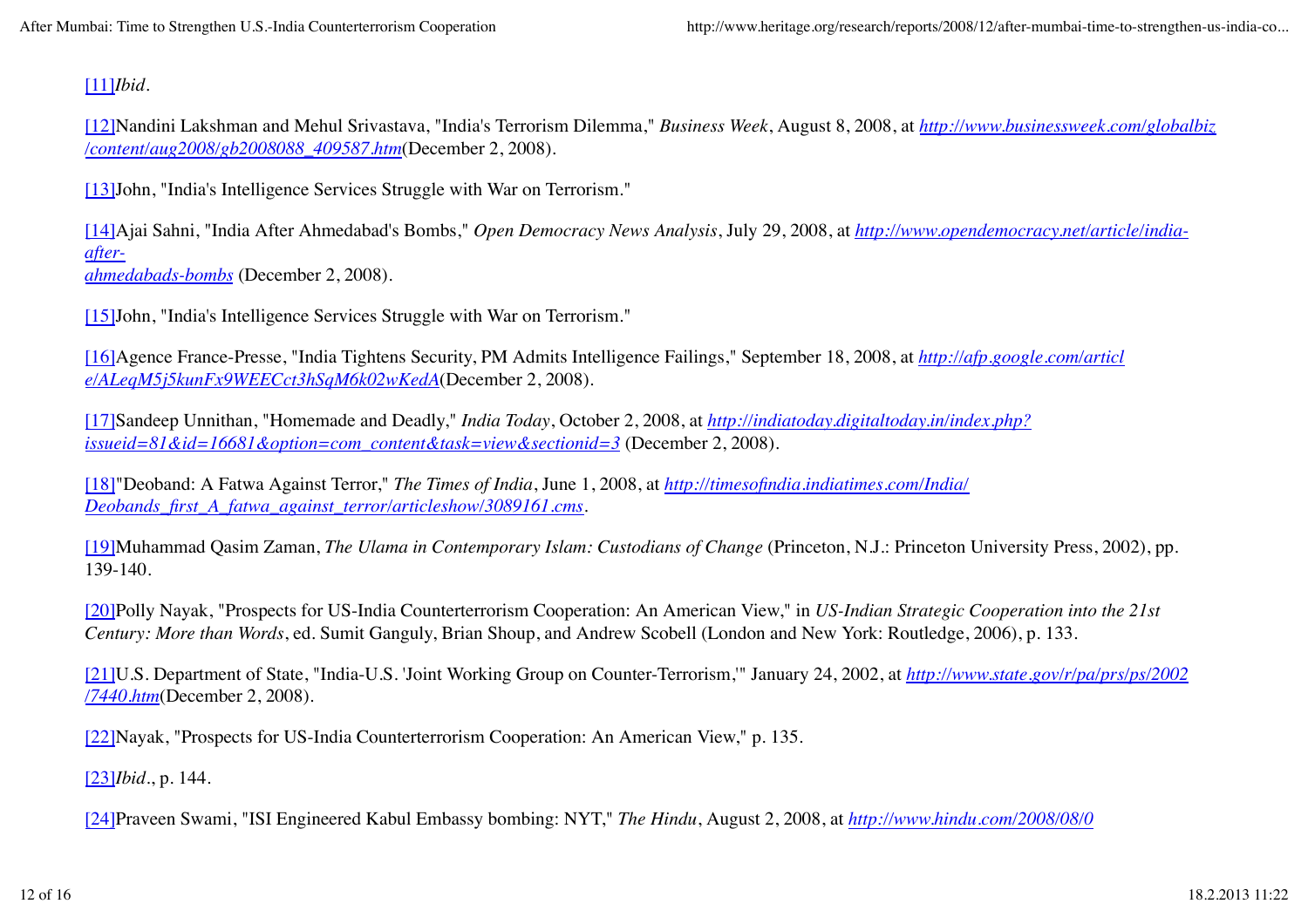[11]*Ibid*.

[12]Nandini Lakshman and Mehul Srivastava, "India's Terrorism Dilemma," *Business Week*, August 8, 2008, at *http://www.businessweek.com/globalbiz/content/aug2008/gb2008088_409587.htm*(December 2, 2008).

[13]John, "India's Intelligence Services Struggle with War on Terrorism."

[14]Ajai Sahni, "India After Ahmedabad's Bombs," *Open Democracy News Analysis*, July 29, 2008, at *http://www.opendemocracy.net/article/india-after-ahmedabads-bombs* (December 2, 2008).

[15]John, "India's Intelligence Services Struggle with War on Terrorism."

[16]Agence France-Presse, "India Tightens Security, PM Admits Intelligence Failings," September 18, 2008, at *http://afp.google.com/article/ALeqM5j5kunFx9WEECct3hSqM6k02wKedA*(December 2, 2008).

[17]Sandeep Unnithan, "Homemade and Deadly," *India Today*, October 2, 2008, at *http://indiatoday.digitaltoday.in/index.php?issueid=81&id=16681&option=com_content&task=view&sectionid=3* (December 2, 2008).

[18]"Deoband: A Fatwa Against Terror," *The Times of India*, June 1, 2008, at *http://timesofindia.indiatimes.com/India/Deobands_first_A_fatwa_against_terror/articleshow/3089161.cms*.

[19]Muhammad Qasim Zaman, *The Ulama in Contemporary Islam: Custodians of Change* (Princeton, N.J.: Princeton University Press, 2002), pp. 139-140.

[20]Polly Nayak, "Prospects for US-India Counterterrorism Cooperation: An American View," in *US-Indian Strategic Cooperation into the 21st Century: More than Words*, ed. Sumit Ganguly, Brian Shoup, and Andrew Scobell (London and New York: Routledge, 2006), p. 133.

[21]U.S. Department of State, "India-U.S. 'Joint Working Group on Counter-Terrorism,'" January 24, 2002, at *http://www.state.gov/r/pa/prs/ps/2002/7440.htm*(December 2, 2008).

[22]Nayak, "Prospects for US-India Counterterrorism Cooperation: An American View," p. 135.

[23]*Ibid*., p. 144.

[24]Praveen Swami, "ISI Engineered Kabul Embassy bombing: NYT," *The Hindu*, August 2, 2008, at *http://www.hindu.com/2008/08/0*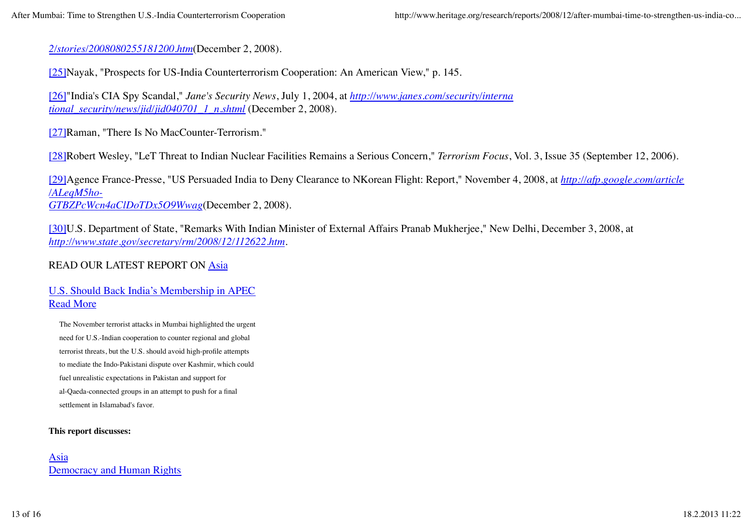*2/stories/2008080255181200.htm*(December 2, 2008).

[25]Nayak, "Prospects for US-India Counterterrorism Cooperation: An American View," p. 145.

[26]"India's CIA Spy Scandal," *Jane's Security News*, July 1, 2004, at *http://www.janes.com/security/international_security/news/jid/jid040701_1_n.shtml* (December 2, 2008).

[27]Raman, "There Is No MacCounter-Terrorism."

[28]Robert Wesley, "LeT Threat to Indian Nuclear Facilities Remains a Serious Concern," *Terrorism Focus*, Vol. 3, Issue 35 (September 12, 2006).

[29]Agence France-Presse, "US Persuaded India to Deny Clearance to NKorean Flight: Report," November 4, 2008, at *http://afp.google.com/article/ALeqM5ho-GTBZPcWcn4aClDoTDx5O9Wwag*(December 2, 2008).

[30]U.S. Department of State, "Remarks With Indian Minister of External Affairs Pranab Mukherjee," New Delhi, December 3, 2008, at *http://www.state.gov/secretary/rm/2008/12/112622.htm*.

READ OUR LATEST REPORT ON Asia

U.S. Should Back India's Membership in APEC
Read More

The November terrorist attacks in Mumbai highlighted the urgent need for U.S.-Indian cooperation to counter regional and global terrorist threats, but the U.S. should avoid high-profile attempts to mediate the Indo-Pakistani dispute over Kashmir, which could fuel unrealistic expectations in Pakistan and support for al-Qaeda-connected groups in an attempt to push for a final settlement in Islamabad's favor.

**This report discusses:**

Asia
Democracy and Human Rights